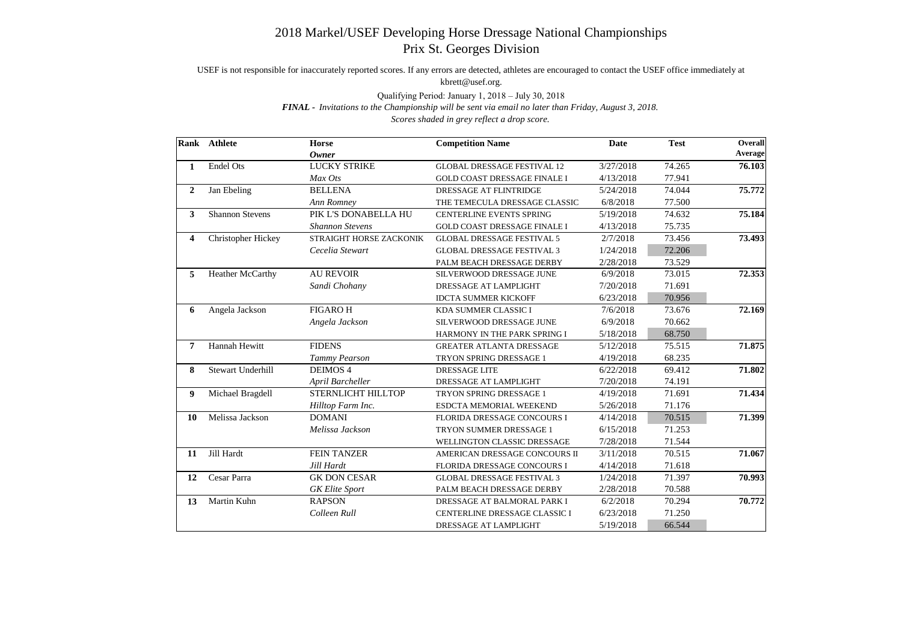# 2018 Markel/USEF Developing Horse Dressage National Championships
## Prix St. Georges Division

USEF is not responsible for inaccurately reported scores. If any errors are detected, athletes are encouraged to contact the USEF office immediately at kbrett@usef.org.

Qualifying Period: January 1, 2018 – July 30, 2018

***FINAL** - Invitations to the Championship will be sent via email no later than Friday, August 3, 2018.*

*Scores shaded in grey reflect a drop score.*

| Rank | Athlete | Horse / *Owner* | Competition Name | Date | Test | Overall Average |
|---|---|---|---|---|---|---|
| **1** | Endel Ots | LUCKY STRIKE | GLOBAL DRESSAGE FESTIVAL 12 | 3/27/2018 | 74.265 | **76.103** |
| | | *Max Ots* | GOLD COAST DRESSAGE FINALE I | 4/13/2018 | 77.941 | |
| **2** | Jan Ebeling | BELLENA | DRESSAGE AT FLINTRIDGE | 5/24/2018 | 74.044 | **75.772** |
| | | *Ann Romney* | THE TEMECULA DRESSAGE CLASSIC | 6/8/2018 | 77.500 | |
| **3** | Shannon Stevens | PIK L'S DONABELLA HU | CENTERLINE EVENTS SPRING | 5/19/2018 | 74.632 | **75.184** |
| | | *Shannon Stevens* | GOLD COAST DRESSAGE FINALE I | 4/13/2018 | 75.735 | |
| **4** | Christopher Hickey | STRAIGHT HORSE ZACKONIK | GLOBAL DRESSAGE FESTIVAL 5 | 2/7/2018 | 73.456 | **73.493** |
| | | *Cecelia Stewart* | GLOBAL DRESSAGE FESTIVAL 3 | 1/24/2018 | 72.206 | |
| | | | PALM BEACH DRESSAGE DERBY | 2/28/2018 | 73.529 | |
| **5** | Heather McCarthy | AU REVOIR | SILVERWOOD DRESSAGE JUNE | 6/9/2018 | 73.015 | **72.353** |
| | | *Sandi Chohany* | DRESSAGE AT LAMPLIGHT | 7/20/2018 | 71.691 | |
| | | | IDCTA SUMMER KICKOFF | 6/23/2018 | 70.956 | |
| **6** | Angela Jackson | FIGARO H | KDA SUMMER CLASSIC I | 7/6/2018 | 73.676 | **72.169** |
| | | *Angela Jackson* | SILVERWOOD DRESSAGE JUNE | 6/9/2018 | 70.662 | |
| | | | HARMONY IN THE PARK SPRING I | 5/18/2018 | 68.750 | |
| **7** | Hannah Hewitt | FIDENS | GREATER ATLANTA DRESSAGE | 5/12/2018 | 75.515 | **71.875** |
| | | *Tammy Pearson* | TRYON SPRING DRESSAGE 1 | 4/19/2018 | 68.235 | |
| **8** | Stewart Underhill | DEIMOS 4 | DRESSAGE LITE | 6/22/2018 | 69.412 | **71.802** |
| | | *April Barcheller* | DRESSAGE AT LAMPLIGHT | 7/20/2018 | 74.191 | |
| **9** | Michael Bragdell | STERNLICHT HILLTOP | TRYON SPRING DRESSAGE 1 | 4/19/2018 | 71.691 | **71.434** |
| | | *Hilltop Farm Inc.* | ESDCTA MEMORIAL WEEKEND | 5/26/2018 | 71.176 | |
| **10** | Melissa Jackson | DOMANI | FLORIDA DRESSAGE CONCOURS I | 4/14/2018 | 70.515 | **71.399** |
| | | *Melissa Jackson* | TRYON SUMMER DRESSAGE 1 | 6/15/2018 | 71.253 | |
| | | | WELLINGTON CLASSIC DRESSAGE | 7/28/2018 | 71.544 | |
| **11** | Jill Hardt | FEIN TANZER | AMERICAN DRESSAGE CONCOURS II | 3/11/2018 | 70.515 | **71.067** |
| | | *Jill Hardt* | FLORIDA DRESSAGE CONCOURS I | 4/14/2018 | 71.618 | |
| **12** | Cesar Parra | GK DON CESAR | GLOBAL DRESSAGE FESTIVAL 3 | 1/24/2018 | 71.397 | **70.993** |
| | | *GK Elite Sport* | PALM BEACH DRESSAGE DERBY | 2/28/2018 | 70.588 | |
| **13** | Martin Kuhn | RAPSON | DRESSAGE AT BALMORAL PARK I | 6/2/2018 | 70.294 | **70.772** |
| | | *Colleen Rull* | CENTERLINE DRESSAGE CLASSIC I | 6/23/2018 | 71.250 | |
| | | | DRESSAGE AT LAMPLIGHT | 5/19/2018 | 66.544 | |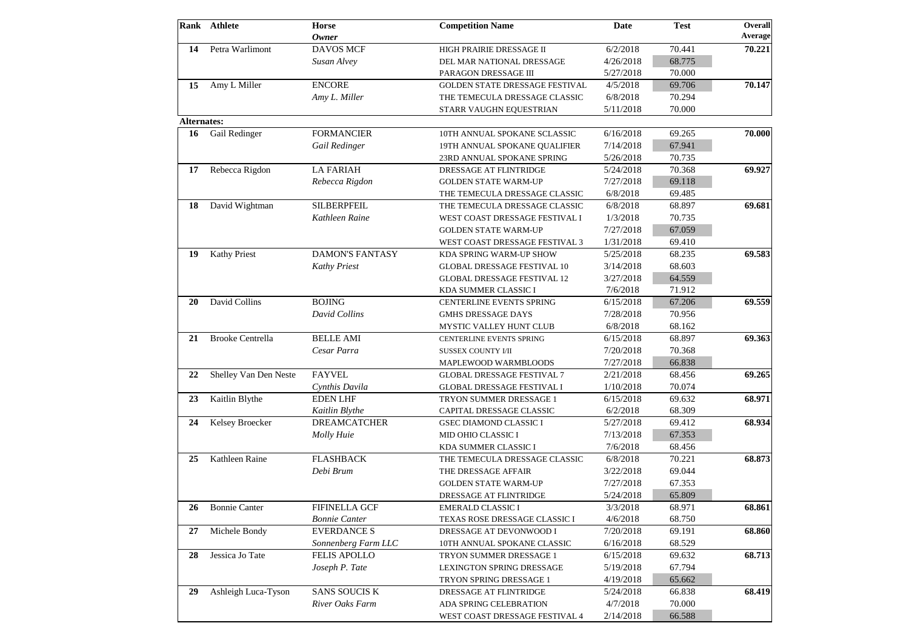| Rank | Athlete | Horse *Owner* | Competition Name | Date | Test | Overall Average |
|---|---|---|---|---|---|---|
| 14 | Petra Warlimont | DAVOS MCF | HIGH PRAIRIE DRESSAGE II | 6/2/2018 | 70.441 | 70.221 |
| | | *Susan Alvey* | DEL MAR NATIONAL DRESSAGE | 4/26/2018 | 68.775 | |
| | | | PARAGON DRESSAGE III | 5/27/2018 | 70.000 | |
| 15 | Amy L Miller | ENCORE | GOLDEN STATE DRESSAGE FESTIVAL | 4/5/2018 | 69.706 | 70.147 |
| | | *Amy L. Miller* | THE TEMECULA DRESSAGE CLASSIC | 6/8/2018 | 70.294 | |
| | | | STARR VAUGHN EQUESTRIAN | 5/11/2018 | 70.000 | |
| **Alternates:** | | | | | | |
| 16 | Gail Redinger | FORMANCIER | 10TH ANNUAL SPOKANE SCLASSIC | 6/16/2018 | 69.265 | 70.000 |
| | | *Gail Redinger* | 19TH ANNUAL SPOKANE QUALIFIER | 7/14/2018 | 67.941 | |
| | | | 23RD ANNUAL SPOKANE SPRING | 5/26/2018 | 70.735 | |
| 17 | Rebecca Rigdon | LA FARIAH | DRESSAGE AT FLINTRIDGE | 5/24/2018 | 70.368 | 69.927 |
| | | *Rebecca Rigdon* | GOLDEN STATE WARM-UP | 7/27/2018 | 69.118 | |
| | | | THE TEMECULA DRESSAGE CLASSIC | 6/8/2018 | 69.485 | |
| 18 | David Wightman | SILBERPFEIL | THE TEMECULA DRESSAGE CLASSIC | 6/8/2018 | 68.897 | 69.681 |
| | | *Kathleen Raine* | WEST COAST DRESSAGE FESTIVAL I | 1/3/2018 | 70.735 | |
| | | | GOLDEN STATE WARM-UP | 7/27/2018 | 67.059 | |
| | | | WEST COAST DRESSAGE FESTIVAL 3 | 1/31/2018 | 69.410 | |
| 19 | Kathy Priest | DAMON'S FANTASY | KDA SPRING WARM-UP SHOW | 5/25/2018 | 68.235 | 69.583 |
| | | *Kathy Priest* | GLOBAL DRESSAGE FESTIVAL 10 | 3/14/2018 | 68.603 | |
| | | | GLOBAL DRESSAGE FESTIVAL 12 | 3/27/2018 | 64.559 | |
| | | | KDA SUMMER CLASSIC I | 7/6/2018 | 71.912 | |
| 20 | David Collins | BOJING | CENTERLINE EVENTS SPRING | 6/15/2018 | 67.206 | 69.559 |
| | | *David Collins* | GMHS DRESSAGE DAYS | 7/28/2018 | 70.956 | |
| | | | MYSTIC VALLEY HUNT CLUB | 6/8/2018 | 68.162 | |
| 21 | Brooke Centrella | BELLE AMI | CENTERLINE EVENTS SPRING | 6/15/2018 | 68.897 | 69.363 |
| | | *Cesar Parra* | SUSSEX COUNTY I/II | 7/20/2018 | 70.368 | |
| | | | MAPLEWOOD WARMBLOODS | 7/27/2018 | 66.838 | |
| 22 | Shelley Van Den Neste | FAYVEL | GLOBAL DRESSAGE FESTIVAL 7 | 2/21/2018 | 68.456 | 69.265 |
| | | *Cynthis Davila* | GLOBAL DRESSAGE FESTIVAL I | 1/10/2018 | 70.074 | |
| 23 | Kaitlin Blythe | EDEN LHF | TRYON SUMMER DRESSAGE 1 | 6/15/2018 | 69.632 | 68.971 |
| | | *Kaitlin Blythe* | CAPITAL DRESSAGE CLASSIC | 6/2/2018 | 68.309 | |
| 24 | Kelsey Broecker | DREAMCATCHER | GSEC DIAMOND CLASSIC I | 5/27/2018 | 69.412 | 68.934 |
| | | *Molly Huie* | MID OHIO CLASSIC I | 7/13/2018 | 67.353 | |
| | | | KDA SUMMER CLASSIC I | 7/6/2018 | 68.456 | |
| 25 | Kathleen Raine | FLASHBACK | THE TEMECULA DRESSAGE CLASSIC | 6/8/2018 | 70.221 | 68.873 |
| | | *Debi Brum* | THE DRESSAGE AFFAIR | 3/22/2018 | 69.044 | |
| | | | GOLDEN STATE WARM-UP | 7/27/2018 | 67.353 | |
| | | | DRESSAGE AT FLINTRIDGE | 5/24/2018 | 65.809 | |
| 26 | Bonnie Canter | FIFINELLA GCF | EMERALD CLASSIC I | 3/3/2018 | 68.971 | 68.861 |
| | | *Bonnie Canter* | TEXAS ROSE DRESSAGE CLASSIC I | 4/6/2018 | 68.750 | |
| 27 | Michele Bondy | EVERDANCE S | DRESSAGE AT DEVONWOOD I | 7/20/2018 | 69.191 | 68.860 |
| | | *Sonnenberg Farm LLC* | 10TH ANNUAL SPOKANE CLASSIC | 6/16/2018 | 68.529 | |
| 28 | Jessica Jo Tate | FELIS APOLLO | TRYON SUMMER DRESSAGE 1 | 6/15/2018 | 69.632 | 68.713 |
| | | *Joseph P. Tate* | LEXINGTON SPRING DRESSAGE | 5/19/2018 | 67.794 | |
| | | | TRYON SPRING DRESSAGE 1 | 4/19/2018 | 65.662 | |
| 29 | Ashleigh Luca-Tyson | SANS SOUCIS K | DRESSAGE AT FLINTRIDGE | 5/24/2018 | 66.838 | 68.419 |
| | | *River Oaks Farm* | ADA SPRING CELEBRATION | 4/7/2018 | 70.000 | |
| | | | WEST COAST DRESSAGE FESTIVAL 4 | 2/14/2018 | 66.588 | |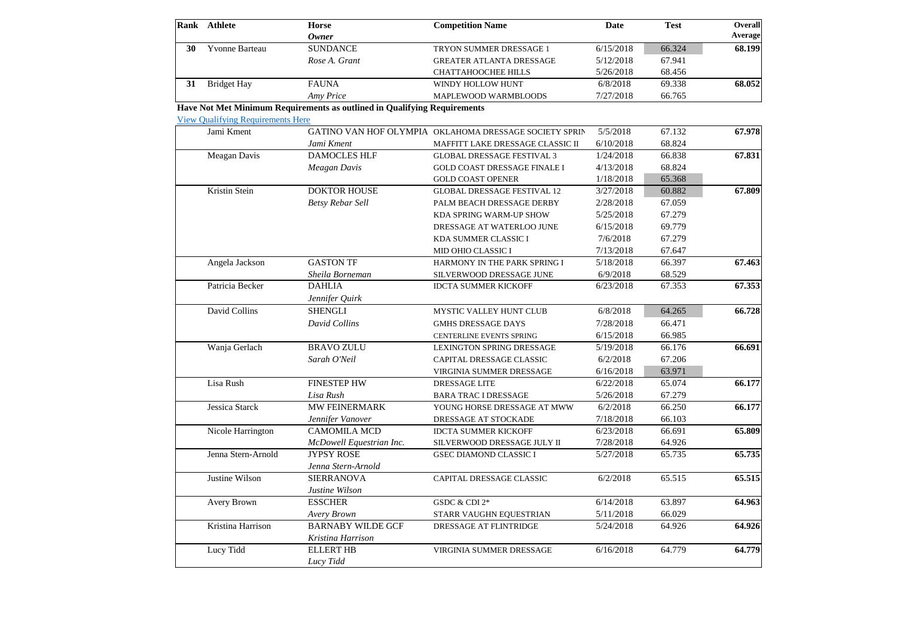| Rank | Athlete | Horse / *Owner* | Competition Name | Date | Test | Overall Average |
|---|---|---|---|---|---|---|
| 30 | Yvonne Barteau | SUNDANCE | TRYON SUMMER DRESSAGE 1 | 6/15/2018 | 66.324 | 68.199 |
| | | *Rose A. Grant* | GREATER ATLANTA DRESSAGE | 5/12/2018 | 67.941 | |
| | | | CHATTAHOOCHEE HILLS | 5/26/2018 | 68.456 | |
| 31 | Bridget Hay | FAUNA | WINDY HOLLOW HUNT | 6/8/2018 | 69.338 | 68.052 |
| | | *Amy Price* | MAPLEWOOD WARMBLOODS | 7/27/2018 | 66.765 | |

**Have Not Met Minimum Requirements as outlined in Qualifying Requirements**

View Qualifying Requirements Here

| Rank | Athlete | Horse / *Owner* | Competition Name | Date | Test | Overall Average |
|---|---|---|---|---|---|---|
| | Jami Kment | GATINO VAN HOF OLYMPIA | OKLAHOMA DRESSAGE SOCIETY SPRIN | 5/5/2018 | 67.132 | 67.978 |
| | | *Jami Kment* | MAFFITT LAKE DRESSAGE CLASSIC II | 6/10/2018 | 68.824 | |
| | Meagan Davis | DAMOCLES HLF | GLOBAL DRESSAGE FESTIVAL 3 | 1/24/2018 | 66.838 | 67.831 |
| | | *Meagan Davis* | GOLD COAST DRESSAGE FINALE I | 4/13/2018 | 68.824 | |
| | | | GOLD COAST OPENER | 1/18/2018 | 65.368 | |
| | Kristin Stein | DOKTOR HOUSE | GLOBAL DRESSAGE FESTIVAL 12 | 3/27/2018 | 60.882 | 67.809 |
| | | *Betsy Rebar Sell* | PALM BEACH DRESSAGE DERBY | 2/28/2018 | 67.059 | |
| | | | KDA SPRING WARM-UP SHOW | 5/25/2018 | 67.279 | |
| | | | DRESSAGE AT WATERLOO JUNE | 6/15/2018 | 69.779 | |
| | | | KDA SUMMER CLASSIC I | 7/6/2018 | 67.279 | |
| | | | MID OHIO CLASSIC I | 7/13/2018 | 67.647 | |
| | Angela Jackson | GASTON TF | HARMONY IN THE PARK SPRING I | 5/18/2018 | 66.397 | 67.463 |
| | | *Sheila Borneman* | SILVERWOOD DRESSAGE JUNE | 6/9/2018 | 68.529 | |
| | Patricia Becker | DAHLIA | IDCTA SUMMER KICKOFF | 6/23/2018 | 67.353 | 67.353 |
| | | *Jennifer Quirk* | | | | |
| | David Collins | SHENGLI | MYSTIC VALLEY HUNT CLUB | 6/8/2018 | 64.265 | 66.728 |
| | | *David Collins* | GMHS DRESSAGE DAYS | 7/28/2018 | 66.471 | |
| | | | CENTERLINE EVENTS SPRING | 6/15/2018 | 66.985 | |
| | Wanja Gerlach | BRAVO ZULU | LEXINGTON SPRING DRESSAGE | 5/19/2018 | 66.176 | 66.691 |
| | | *Sarah O'Neil* | CAPITAL DRESSAGE CLASSIC | 6/2/2018 | 67.206 | |
| | | | VIRGINIA SUMMER DRESSAGE | 6/16/2018 | 63.971 | |
| | Lisa Rush | FINESTEP HW | DRESSAGE LITE | 6/22/2018 | 65.074 | 66.177 |
| | | *Lisa Rush* | BARA TRAC I DRESSAGE | 5/26/2018 | 67.279 | |
| | Jessica Starck | MW FEINERMARK | YOUNG HORSE DRESSAGE AT MWW | 6/2/2018 | 66.250 | 66.177 |
| | | *Jennifer Vanover* | DRESSAGE AT STOCKADE | 7/18/2018 | 66.103 | |
| | Nicole Harrington | CAMOMILA MCD | IDCTA SUMMER KICKOFF | 6/23/2018 | 66.691 | 65.809 |
| | | *McDowell Equestrian Inc.* | SILVERWOOD DRESSAGE JULY II | 7/28/2018 | 64.926 | |
| | Jenna Stern-Arnold | JYPSY ROSE | GSEC DIAMOND CLASSIC I | 5/27/2018 | 65.735 | 65.735 |
| | | *Jenna Stern-Arnold* | | | | |
| | Justine Wilson | SIERRANOVA | CAPITAL DRESSAGE CLASSIC | 6/2/2018 | 65.515 | 65.515 |
| | | *Justine Wilson* | | | | |
| | Avery Brown | ESSCHER | GSDC & CDI 2* | 6/14/2018 | 63.897 | 64.963 |
| | | *Avery Brown* | STARR VAUGHN EQUESTRIAN | 5/11/2018 | 66.029 | |
| | Kristina Harrison | BARNABY WILDE GCF | DRESSAGE AT FLINTRIDGE | 5/24/2018 | 64.926 | 64.926 |
| | | *Kristina Harrison* | | | | |
| | Lucy Tidd | ELLERT HB | VIRGINIA SUMMER DRESSAGE | 6/16/2018 | 64.779 | 64.779 |
| | | *Lucy Tidd* | | | | |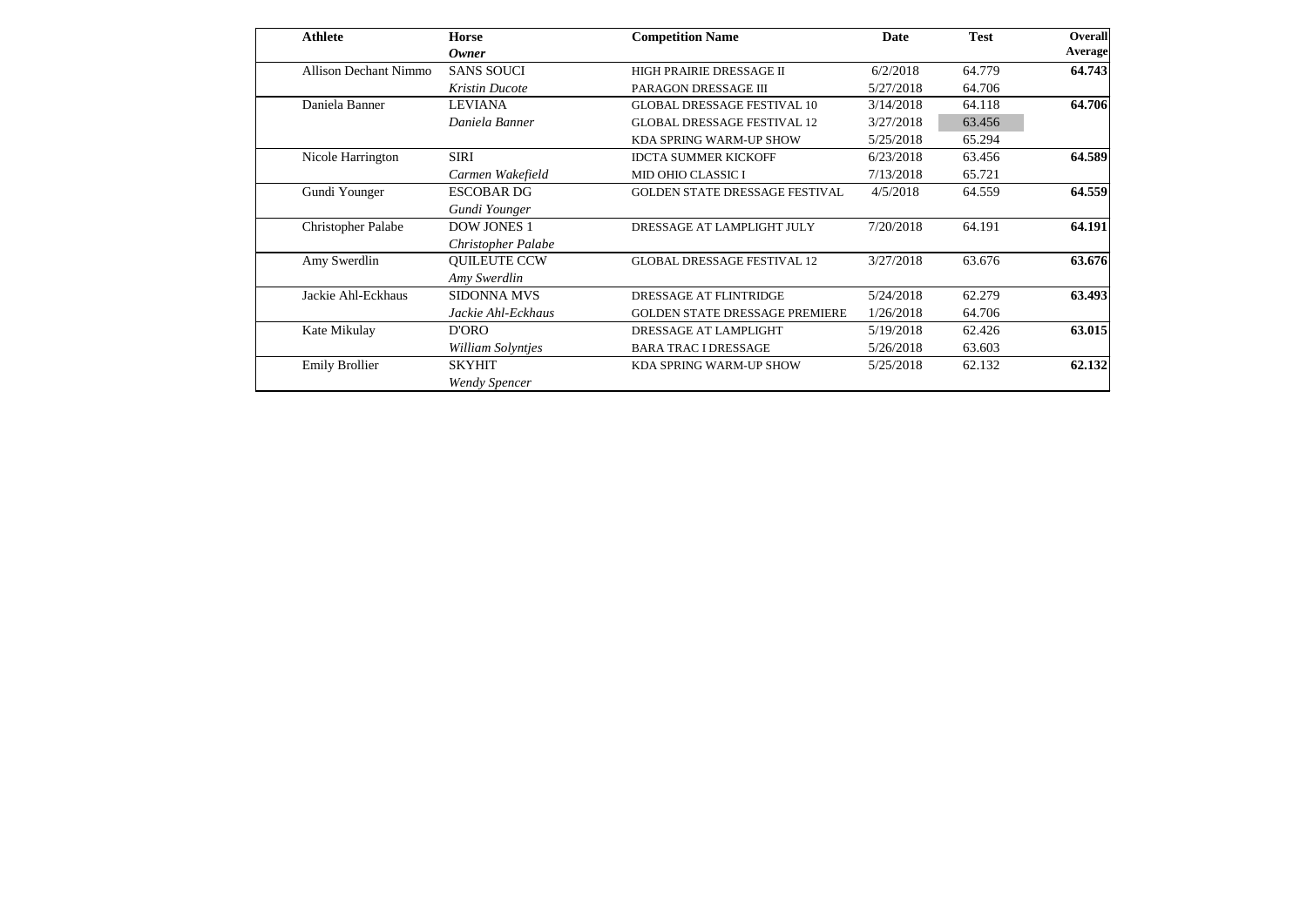| Athlete | Horse<br>*Owner* | Competition Name | Date | Test | Overall Average |
|---|---|---|---|---|---|
| Allison Dechant Nimmo | SANS SOUCI | HIGH PRAIRIE DRESSAGE II | 6/2/2018 | 64.779 | **64.743** |
| | *Kristin Ducote* | PARAGON DRESSAGE III | 5/27/2018 | 64.706 | |
| Daniela Banner | LEVIANA | GLOBAL DRESSAGE FESTIVAL 10 | 3/14/2018 | 64.118 | **64.706** |
| | *Daniela Banner* | GLOBAL DRESSAGE FESTIVAL 12 | 3/27/2018 | 63.456 | |
| | | KDA SPRING WARM-UP SHOW | 5/25/2018 | 65.294 | |
| Nicole Harrington | SIRI | IDCTA SUMMER KICKOFF | 6/23/2018 | 63.456 | **64.589** |
| | *Carmen Wakefield* | MID OHIO CLASSIC I | 7/13/2018 | 65.721 | |
| Gundi Younger | ESCOBAR DG | GOLDEN STATE DRESSAGE FESTIVAL | 4/5/2018 | 64.559 | **64.559** |
| | *Gundi Younger* | | | | |
| Christopher Palabe | DOW JONES 1 | DRESSAGE AT LAMPLIGHT JULY | 7/20/2018 | 64.191 | **64.191** |
| | *Christopher Palabe* | | | | |
| Amy Swerdlin | QUILEUTE CCW | GLOBAL DRESSAGE FESTIVAL 12 | 3/27/2018 | 63.676 | **63.676** |
| | *Amy Swerdlin* | | | | |
| Jackie Ahl-Eckhaus | SIDONNA MVS | DRESSAGE AT FLINTRIDGE | 5/24/2018 | 62.279 | **63.493** |
| | *Jackie Ahl-Eckhaus* | GOLDEN STATE DRESSAGE PREMIERE | 1/26/2018 | 64.706 | |
| Kate Mikulay | D'ORO | DRESSAGE AT LAMPLIGHT | 5/19/2018 | 62.426 | **63.015** |
| | *William Solyntjes* | BARA TRAC I DRESSAGE | 5/26/2018 | 63.603 | |
| Emily Brollier | SKYHIT | KDA SPRING WARM-UP SHOW | 5/25/2018 | 62.132 | **62.132** |
| | *Wendy Spencer* | | | | |